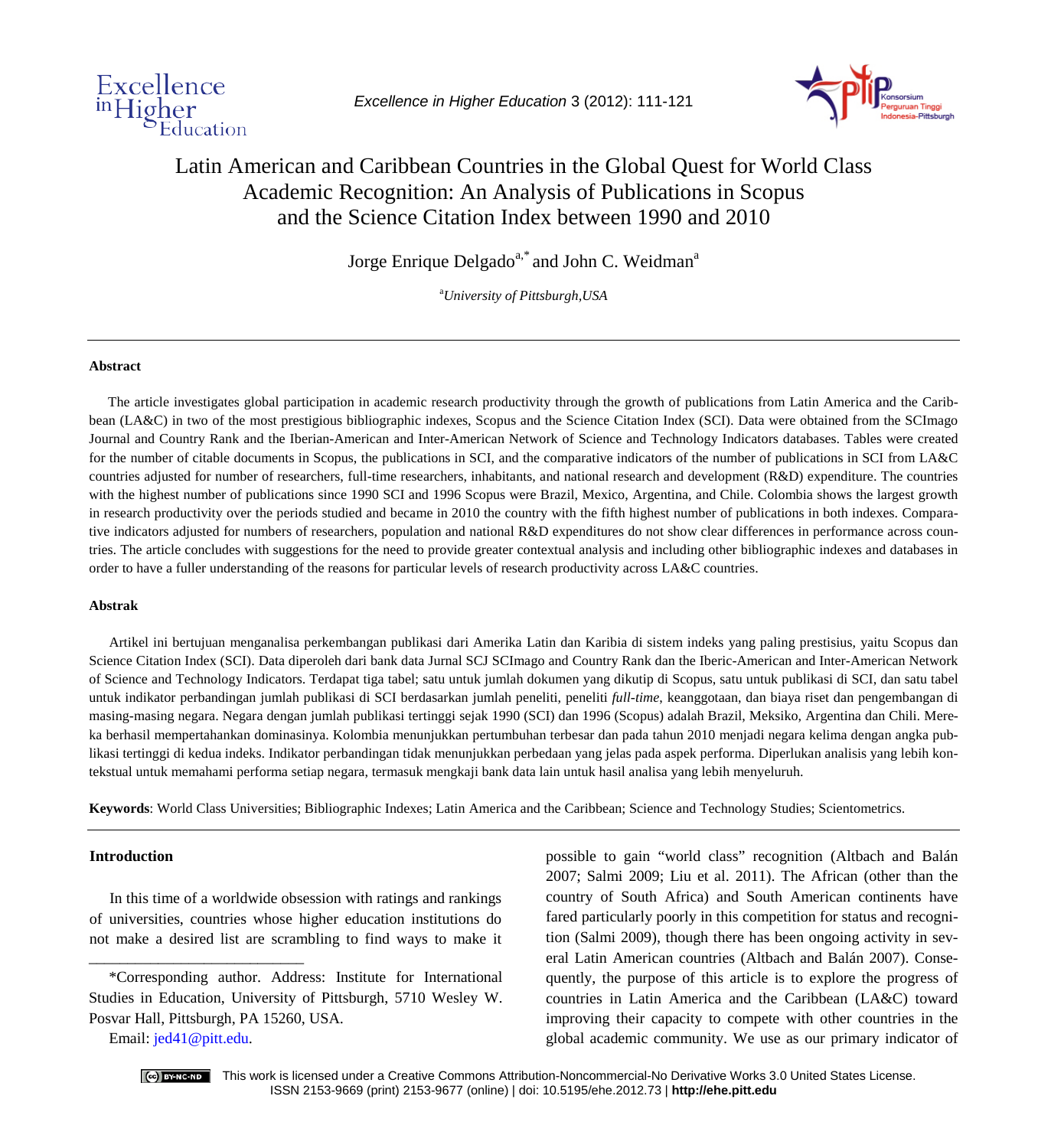# Latin American and Caribbean Countries in the Global Quest for World Class Academic Recognition: An Analysis of Publications in Scopus and the Science Citation Index between 1990 and 2010

Jorge Enrique Delgado[a,*] and John C. Weidman[a]

[a]*University of Pittsburgh,USA*

---

### Abstract

The article investigates global participation in academic research productivity through the growth of publications from Latin America and the Caribbean (LA&C) in two of the most prestigious bibliographic indexes, Scopus and the Science Citation Index (SCI). Data were obtained from the SCImago Journal and Country Rank and the Iberian-American and Inter-American Network of Science and Technology Indicators databases. Tables were created for the number of citable documents in Scopus, the publications in SCI, and the comparative indicators of the number of publications in SCI from LA&C countries adjusted for number of researchers, full-time researchers, inhabitants, and national research and development (R&D) expenditure. The countries with the highest number of publications since 1990 SCI and 1996 Scopus were Brazil, Mexico, Argentina, and Chile. Colombia shows the largest growth in research productivity over the periods studied and became in 2010 the country with the fifth highest number of publications in both indexes. Comparative indicators adjusted for numbers of researchers, population and national R&D expenditures do not show clear differences in performance across countries. The article concludes with suggestions for the need to provide greater contextual analysis and including other bibliographic indexes and databases in order to have a fuller understanding of the reasons for particular levels of research productivity across LA&C countries.

### Abstrak

Artikel ini bertujuan menganalisa perkembangan publikasi dari Amerika Latin dan Karibia di sistem indeks yang paling prestisius, yaitu Scopus dan Science Citation Index (SCI). Data diperoleh dari bank data Jurnal SCJ SCImago and Country Rank dan the Iberic-American and Inter-American Network of Science and Technology Indicators. Terdapat tiga tabel; satu untuk jumlah dokumen yang dikutip di Scopus, satu untuk publikasi di SCI, dan satu tabel untuk indikator perbandingan jumlah publikasi di SCI berdasarkan jumlah peneliti, peneliti *full-time*, keanggotaan, dan biaya riset dan pengembangan di masing-masing negara. Negara dengan jumlah publikasi tertinggi sejak 1990 (SCI) dan 1996 (Scopus) adalah Brazil, Meksiko, Argentina dan Chili. Mereka berhasil mempertahankan dominasinya. Kolombia menunjukkan pertumbuhan terbesar dan pada tahun 2010 menjadi negara kelima dengan angka publikasi tertinggi di kedua indeks. Indikator perbandingan tidak menunjukkan perbedaan yang jelas pada aspek performa. Diperlukan analisis yang lebih kontekstual untuk memahami performa setiap negara, termasuk mengkaji bank data lain untuk hasil analisa yang lebih menyeluruh.

**Keywords**: World Class Universities; Bibliographic Indexes; Latin America and the Caribbean; Science and Technology Studies; Scientometrics.

---

## Introduction

In this time of a worldwide obsession with ratings and rankings of universities, countries whose higher education institutions do not make a desired list are scrambling to find ways to make it possible to gain "world class" recognition (Altbach and Balán 2007; Salmi 2009; Liu et al. 2011). The African (other than the country of South Africa) and South American continents have fared particularly poorly in this competition for status and recognition (Salmi 2009), though there has been ongoing activity in several Latin American countries (Altbach and Balán 2007). Consequently, the purpose of this article is to explore the progress of countries in Latin America and the Caribbean (LA&C) toward improving their capacity to compete with other countries in the global academic community. We use as our primary indicator of

*Corresponding author. Address: Institute for International Studies in Education, University of Pittsburgh, 5710 Wesley W. Posvar Hall, Pittsburgh, PA 15260, USA.

Email: jed41@pitt.edu.

This work is licensed under a Creative Commons Attribution-Noncommercial-No Derivative Works 3.0 United States License.
ISSN 2153-9669 (print) 2153-9677 (online) | doi: 10.5195/ehe.2012.73 | **http://ehe.pitt.edu**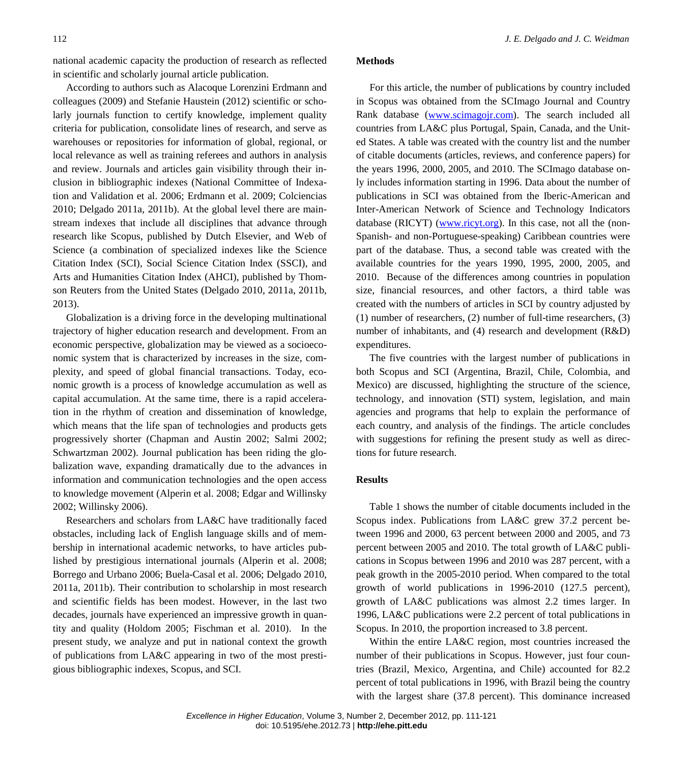national academic capacity the production of research as reflected in scientific and scholarly journal article publication.

According to authors such as Alacoque Lorenzini Erdmann and colleagues (2009) and Stefanie Haustein (2012) scientific or scholarly journals function to certify knowledge, implement quality criteria for publication, consolidate lines of research, and serve as warehouses or repositories for information of global, regional, or local relevance as well as training referees and authors in analysis and review. Journals and articles gain visibility through their inclusion in bibliographic indexes (National Committee of Indexation and Validation et al. 2006; Erdmann et al. 2009; Colciencias 2010; Delgado 2011a, 2011b). At the global level there are mainstream indexes that include all disciplines that advance through research like Scopus, published by Dutch Elsevier, and Web of Science (a combination of specialized indexes like the Science Citation Index (SCI), Social Science Citation Index (SSCI), and Arts and Humanities Citation Index (AHCI), published by Thomson Reuters from the United States (Delgado 2010, 2011a, 2011b, 2013).

Globalization is a driving force in the developing multinational trajectory of higher education research and development. From an economic perspective, globalization may be viewed as a socioeconomic system that is characterized by increases in the size, complexity, and speed of global financial transactions. Today, economic growth is a process of knowledge accumulation as well as capital accumulation. At the same time, there is a rapid acceleration in the rhythm of creation and dissemination of knowledge, which means that the life span of technologies and products gets progressively shorter (Chapman and Austin 2002; Salmi 2002; Schwartzman 2002). Journal publication has been riding the globalization wave, expanding dramatically due to the advances in information and communication technologies and the open access to knowledge movement (Alperin et al. 2008; Edgar and Willinsky 2002; Willinsky 2006).

Researchers and scholars from LA&C have traditionally faced obstacles, including lack of English language skills and of membership in international academic networks, to have articles published by prestigious international journals (Alperin et al. 2008; Borrego and Urbano 2006; Buela-Casal et al. 2006; Delgado 2010, 2011a, 2011b). Their contribution to scholarship in most research and scientific fields has been modest. However, in the last two decades, journals have experienced an impressive growth in quantity and quality (Holdom 2005; Fischman et al. 2010). In the present study, we analyze and put in national context the growth of publications from LA&C appearing in two of the most prestigious bibliographic indexes, Scopus, and SCI.

## Methods

For this article, the number of publications by country included in Scopus was obtained from the SCImago Journal and Country Rank database (www.scimagojr.com). The search included all countries from LA&C plus Portugal, Spain, Canada, and the United States. A table was created with the country list and the number of citable documents (articles, reviews, and conference papers) for the years 1996, 2000, 2005, and 2010. The SCImago database only includes information starting in 1996. Data about the number of publications in SCI was obtained from the Iberic-American and Inter-American Network of Science and Technology Indicators database (RICYT) (www.ricyt.org). In this case, not all the (non-Spanish- and non-Portuguese-speaking) Caribbean countries were part of the database. Thus, a second table was created with the available countries for the years 1990, 1995, 2000, 2005, and 2010. Because of the differences among countries in population size, financial resources, and other factors, a third table was created with the numbers of articles in SCI by country adjusted by (1) number of researchers, (2) number of full-time researchers, (3) number of inhabitants, and (4) research and development (R&D) expenditures.

The five countries with the largest number of publications in both Scopus and SCI (Argentina, Brazil, Chile, Colombia, and Mexico) are discussed, highlighting the structure of the science, technology, and innovation (STI) system, legislation, and main agencies and programs that help to explain the performance of each country, and analysis of the findings. The article concludes with suggestions for refining the present study as well as directions for future research.

## Results

Table 1 shows the number of citable documents included in the Scopus index. Publications from LA&C grew 37.2 percent between 1996 and 2000, 63 percent between 2000 and 2005, and 73 percent between 2005 and 2010. The total growth of LA&C publications in Scopus between 1996 and 2010 was 287 percent, with a peak growth in the 2005-2010 period. When compared to the total growth of world publications in 1996-2010 (127.5 percent), growth of LA&C publications was almost 2.2 times larger. In 1996, LA&C publications were 2.2 percent of total publications in Scopus. In 2010, the proportion increased to 3.8 percent.

Within the entire LA&C region, most countries increased the number of their publications in Scopus. However, just four countries (Brazil, Mexico, Argentina, and Chile) accounted for 82.2 percent of total publications in 1996, with Brazil being the country with the largest share (37.8 percent). This dominance increased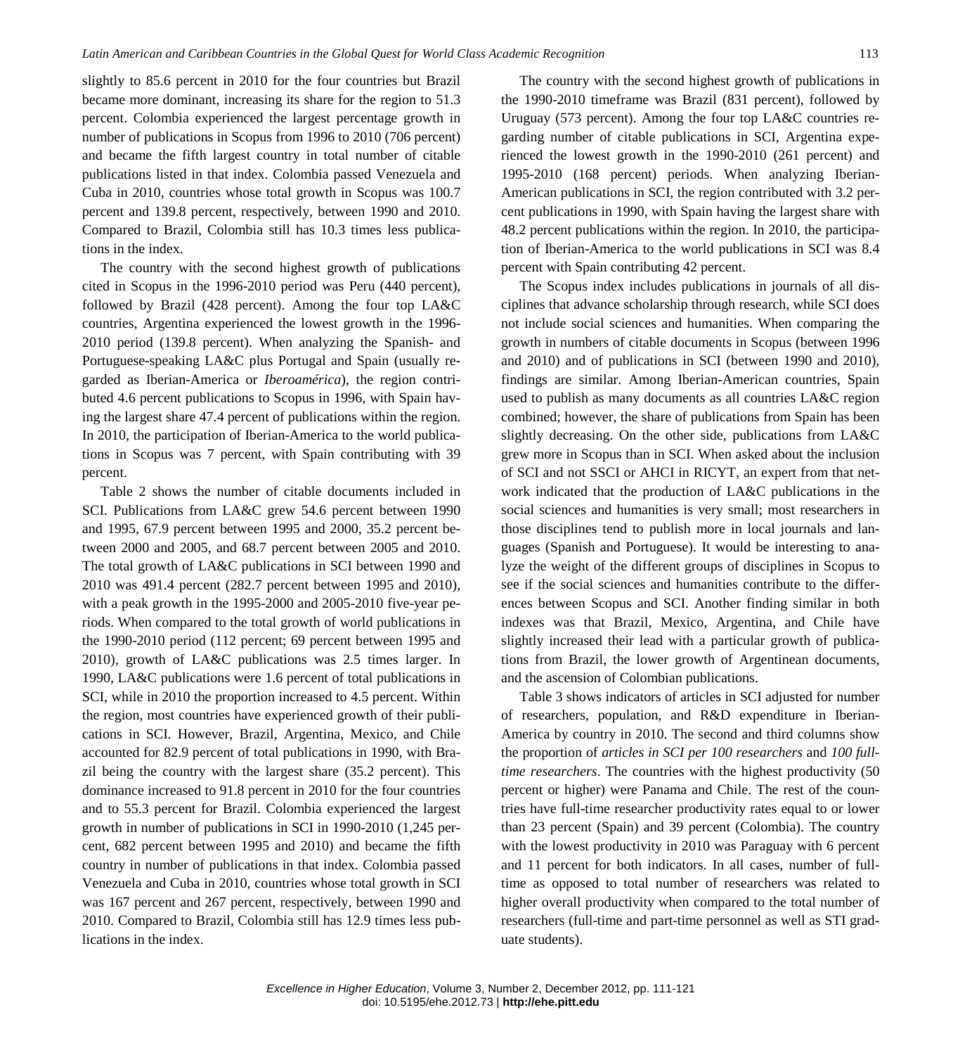slightly to 85.6 percent in 2010 for the four countries but Brazil became more dominant, increasing its share for the region to 51.3 percent. Colombia experienced the largest percentage growth in number of publications in Scopus from 1996 to 2010 (706 percent) and became the fifth largest country in total number of citable publications listed in that index. Colombia passed Venezuela and Cuba in 2010, countries whose total growth in Scopus was 100.7 percent and 139.8 percent, respectively, between 1990 and 2010. Compared to Brazil, Colombia still has 10.3 times less publications in the index.

The country with the second highest growth of publications cited in Scopus in the 1996-2010 period was Peru (440 percent), followed by Brazil (428 percent). Among the four top LA&C countries, Argentina experienced the lowest growth in the 1996-2010 period (139.8 percent). When analyzing the Spanish- and Portuguese-speaking LA&C plus Portugal and Spain (usually regarded as Iberian-America or *Iberoamérica*), the region contributed 4.6 percent publications to Scopus in 1996, with Spain having the largest share 47.4 percent of publications within the region. In 2010, the participation of Iberian-America to the world publications in Scopus was 7 percent, with Spain contributing with 39 percent.

Table 2 shows the number of citable documents included in SCI. Publications from LA&C grew 54.6 percent between 1990 and 1995, 67.9 percent between 1995 and 2000, 35.2 percent between 2000 and 2005, and 68.7 percent between 2005 and 2010. The total growth of LA&C publications in SCI between 1990 and 2010 was 491.4 percent (282.7 percent between 1995 and 2010), with a peak growth in the 1995-2000 and 2005-2010 five-year periods. When compared to the total growth of world publications in the 1990-2010 period (112 percent; 69 percent between 1995 and 2010), growth of LA&C publications was 2.5 times larger. In 1990, LA&C publications were 1.6 percent of total publications in SCI, while in 2010 the proportion increased to 4.5 percent. Within the region, most countries have experienced growth of their publications in SCI. However, Brazil, Argentina, Mexico, and Chile accounted for 82.9 percent of total publications in 1990, with Brazil being the country with the largest share (35.2 percent). This dominance increased to 91.8 percent in 2010 for the four countries and to 55.3 percent for Brazil. Colombia experienced the largest growth in number of publications in SCI in 1990-2010 (1,245 percent, 682 percent between 1995 and 2010) and became the fifth country in number of publications in that index. Colombia passed Venezuela and Cuba in 2010, countries whose total growth in SCI was 167 percent and 267 percent, respectively, between 1990 and 2010. Compared to Brazil, Colombia still has 12.9 times less publications in the index.

The country with the second highest growth of publications in the 1990-2010 timeframe was Brazil (831 percent), followed by Uruguay (573 percent). Among the four top LA&C countries regarding number of citable publications in SCI, Argentina experienced the lowest growth in the 1990-2010 (261 percent) and 1995-2010 (168 percent) periods. When analyzing Iberian-American publications in SCI, the region contributed with 3.2 percent publications in 1990, with Spain having the largest share with 48.2 percent publications within the region. In 2010, the participation of Iberian-America to the world publications in SCI was 8.4 percent with Spain contributing 42 percent.

The Scopus index includes publications in journals of all disciplines that advance scholarship through research, while SCI does not include social sciences and humanities. When comparing the growth in numbers of citable documents in Scopus (between 1996 and 2010) and of publications in SCI (between 1990 and 2010), findings are similar. Among Iberian-American countries, Spain used to publish as many documents as all countries LA&C region combined; however, the share of publications from Spain has been slightly decreasing. On the other side, publications from LA&C grew more in Scopus than in SCI. When asked about the inclusion of SCI and not SSCI or AHCI in RICYT, an expert from that network indicated that the production of LA&C publications in the social sciences and humanities is very small; most researchers in those disciplines tend to publish more in local journals and languages (Spanish and Portuguese). It would be interesting to analyze the weight of the different groups of disciplines in Scopus to see if the social sciences and humanities contribute to the differences between Scopus and SCI. Another finding similar in both indexes was that Brazil, Mexico, Argentina, and Chile have slightly increased their lead with a particular growth of publications from Brazil, the lower growth of Argentinean documents, and the ascension of Colombian publications.

Table 3 shows indicators of articles in SCI adjusted for number of researchers, population, and R&D expenditure in Iberian-America by country in 2010. The second and third columns show the proportion of *articles in SCI per 100 researchers* and *100 full-time researchers*. The countries with the highest productivity (50 percent or higher) were Panama and Chile. The rest of the countries have full-time researcher productivity rates equal to or lower than 23 percent (Spain) and 39 percent (Colombia). The country with the lowest productivity in 2010 was Paraguay with 6 percent and 11 percent for both indicators. In all cases, number of full-time as opposed to total number of researchers was related to higher overall productivity when compared to the total number of researchers (full-time and part-time personnel as well as STI graduate students).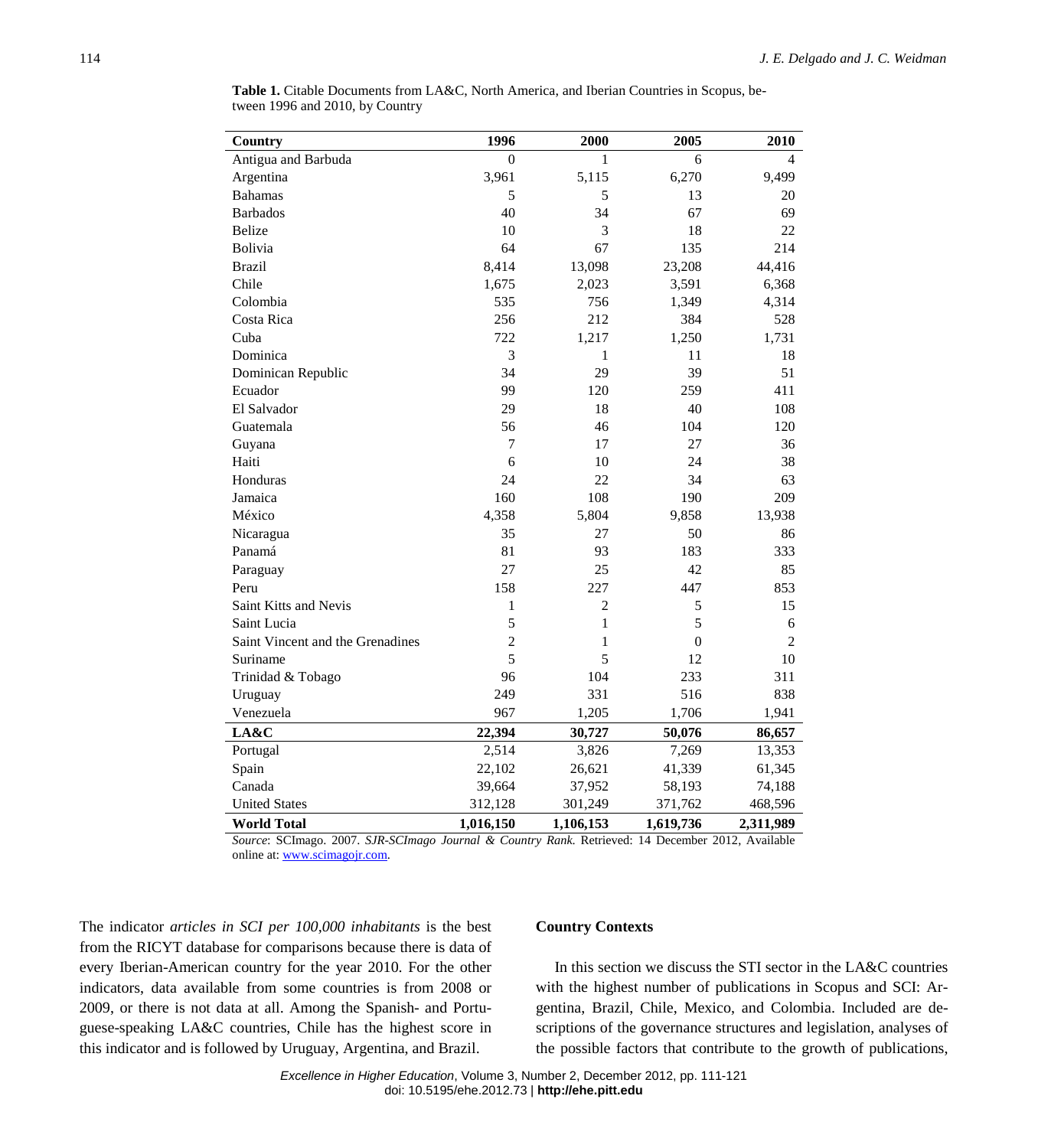**Table 1.** Citable Documents from LA&C, North America, and Iberian Countries in Scopus, between 1996 and 2010, by Country

| Country | 1996 | 2000 | 2005 | 2010 |
|---|---|---|---|---|
| Antigua and Barbuda | 0 | 1 | 6 | 4 |
| Argentina | 3,961 | 5,115 | 6,270 | 9,499 |
| Bahamas | 5 | 5 | 13 | 20 |
| Barbados | 40 | 34 | 67 | 69 |
| Belize | 10 | 3 | 18 | 22 |
| Bolivia | 64 | 67 | 135 | 214 |
| Brazil | 8,414 | 13,098 | 23,208 | 44,416 |
| Chile | 1,675 | 2,023 | 3,591 | 6,368 |
| Colombia | 535 | 756 | 1,349 | 4,314 |
| Costa Rica | 256 | 212 | 384 | 528 |
| Cuba | 722 | 1,217 | 1,250 | 1,731 |
| Dominica | 3 | 1 | 11 | 18 |
| Dominican Republic | 34 | 29 | 39 | 51 |
| Ecuador | 99 | 120 | 259 | 411 |
| El Salvador | 29 | 18 | 40 | 108 |
| Guatemala | 56 | 46 | 104 | 120 |
| Guyana | 7 | 17 | 27 | 36 |
| Haiti | 6 | 10 | 24 | 38 |
| Honduras | 24 | 22 | 34 | 63 |
| Jamaica | 160 | 108 | 190 | 209 |
| México | 4,358 | 5,804 | 9,858 | 13,938 |
| Nicaragua | 35 | 27 | 50 | 86 |
| Panamá | 81 | 93 | 183 | 333 |
| Paraguay | 27 | 25 | 42 | 85 |
| Peru | 158 | 227 | 447 | 853 |
| Saint Kitts and Nevis | 1 | 2 | 5 | 15 |
| Saint Lucia | 5 | 1 | 5 | 6 |
| Saint Vincent and the Grenadines | 2 | 1 | 0 | 2 |
| Suriname | 5 | 5 | 12 | 10 |
| Trinidad & Tobago | 96 | 104 | 233 | 311 |
| Uruguay | 249 | 331 | 516 | 838 |
| Venezuela | 967 | 1,205 | 1,706 | 1,941 |
| **LA&C** | **22,394** | **30,727** | **50,076** | **86,657** |
| Portugal | 2,514 | 3,826 | 7,269 | 13,353 |
| Spain | 22,102 | 26,621 | 41,339 | 61,345 |
| Canada | 39,664 | 37,952 | 58,193 | 74,188 |
| United States | 312,128 | 301,249 | 371,762 | 468,596 |
| **World Total** | **1,016,150** | **1,106,153** | **1,619,736** | **2,311,989** |

*Source*: SCImago. 2007. *SJR-SCImago Journal & Country Rank.* Retrieved: 14 December 2012, Available online at: www.scimagojr.com.

The indicator *articles in SCI per 100,000 inhabitants* is the best from the RICYT database for comparisons because there is data of every Iberian-American country for the year 2010. For the other indicators, data available from some countries is from 2008 or 2009, or there is not data at all. Among the Spanish- and Portuguese-speaking LA&C countries, Chile has the highest score in this indicator and is followed by Uruguay, Argentina, and Brazil.

## Country Contexts

In this section we discuss the STI sector in the LA&C countries with the highest number of publications in Scopus and SCI: Argentina, Brazil, Chile, Mexico, and Colombia. Included are descriptions of the governance structures and legislation, analyses of the possible factors that contribute to the growth of publications,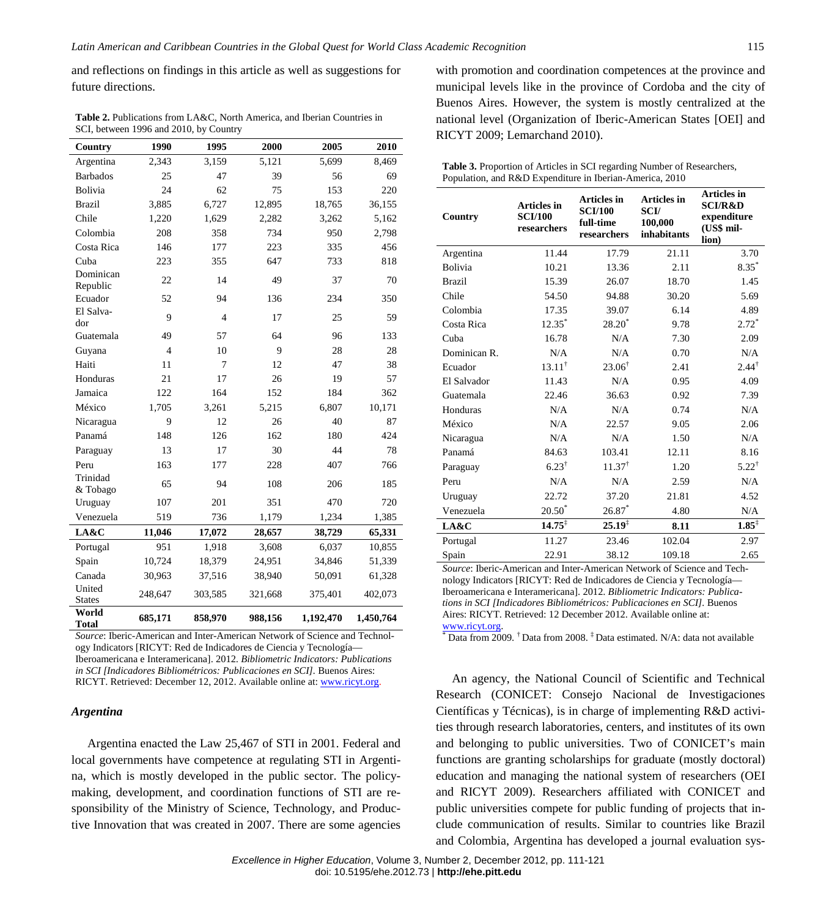and reflections on findings in this article as well as suggestions for future directions.

**Table 2.** Publications from LA&C, North America, and Iberian Countries in SCI, between 1996 and 2010, by Country

| Country | 1990 | 1995 | 2000 | 2005 | 2010 |
|---|---|---|---|---|---|
| Argentina | 2,343 | 3,159 | 5,121 | 5,699 | 8,469 |
| Barbados | 25 | 47 | 39 | 56 | 69 |
| Bolivia | 24 | 62 | 75 | 153 | 220 |
| Brazil | 3,885 | 6,727 | 12,895 | 18,765 | 36,155 |
| Chile | 1,220 | 1,629 | 2,282 | 3,262 | 5,162 |
| Colombia | 208 | 358 | 734 | 950 | 2,798 |
| Costa Rica | 146 | 177 | 223 | 335 | 456 |
| Cuba | 223 | 355 | 647 | 733 | 818 |
| Dominican Republic | 22 | 14 | 49 | 37 | 70 |
| Ecuador | 52 | 94 | 136 | 234 | 350 |
| El Salvador | 9 | 4 | 17 | 25 | 59 |
| Guatemala | 49 | 57 | 64 | 96 | 133 |
| Guyana | 4 | 10 | 9 | 28 | 28 |
| Haiti | 11 | 7 | 12 | 47 | 38 |
| Honduras | 21 | 17 | 26 | 19 | 57 |
| Jamaica | 122 | 164 | 152 | 184 | 362 |
| México | 1,705 | 3,261 | 5,215 | 6,807 | 10,171 |
| Nicaragua | 9 | 12 | 26 | 40 | 87 |
| Panamá | 148 | 126 | 162 | 180 | 424 |
| Paraguay | 13 | 17 | 30 | 44 | 78 |
| Peru | 163 | 177 | 228 | 407 | 766 |
| Trinidad & Tobago | 65 | 94 | 108 | 206 | 185 |
| Uruguay | 107 | 201 | 351 | 470 | 720 |
| Venezuela | 519 | 736 | 1,179 | 1,234 | 1,385 |
| **LA&C** | **11,046** | **17,072** | **28,657** | **38,729** | **65,331** |
| Portugal | 951 | 1,918 | 3,608 | 6,037 | 10,855 |
| Spain | 10,724 | 18,379 | 24,951 | 34,846 | 51,339 |
| Canada | 30,963 | 37,516 | 38,940 | 50,091 | 61,328 |
| United States | 248,647 | 303,585 | 321,668 | 375,401 | 402,073 |
| **World Total** | **685,171** | **858,970** | **988,156** | **1,192,470** | **1,450,764** |

*Source*: Iberic-American and Inter-American Network of Science and Technology Indicators [RICYT: Red de Indicadores de Ciencia y Tecnología—Iberoamericana e Interamericana]. 2012. *Bibliometric Indicators: Publications in SCI [Indicadores Bibliométricos: Publicaciones en SCI]*. Buenos Aires: RICYT. Retrieved: December 12, 2012. Available online at: www.ricyt.org.

### *Argentina*

Argentina enacted the Law 25,467 of STI in 2001. Federal and local governments have competence at regulating STI in Argentina, which is mostly developed in the public sector. The policy-making, development, and coordination functions of STI are responsibility of the Ministry of Science, Technology, and Productive Innovation that was created in 2007. There are some agencies with promotion and coordination competences at the province and municipal levels like in the province of Cordoba and the city of Buenos Aires. However, the system is mostly centralized at the national level (Organization of Iberic-American States [OEI] and RICYT 2009; Lemarchand 2010).

**Table 3.** Proportion of Articles in SCI regarding Number of Researchers, Population, and R&D Expenditure in Iberian-America, 2010

| Country | Articles in SCI/100 researchers | Articles in SCI/100 full-time researchers | Articles in SCI/ 100,000 inhabitants | Articles in SCI/R&D expenditure (US$ million) |
|---|---|---|---|---|
| Argentina | 11.44 | 17.79 | 21.11 | 3.70 |
| Bolivia | 10.21 | 13.36 | 2.11 | 8.35* |
| Brazil | 15.39 | 26.07 | 18.70 | 1.45 |
| Chile | 54.50 | 94.88 | 30.20 | 5.69 |
| Colombia | 17.35 | 39.07 | 6.14 | 4.89 |
| Costa Rica | 12.35* | 28.20* | 9.78 | 2.72* |
| Cuba | 16.78 | N/A | 7.30 | 2.09 |
| Dominican R. | N/A | N/A | 0.70 | N/A |
| Ecuador | 13.11† | 23.06† | 2.41 | 2.44† |
| El Salvador | 11.43 | N/A | 0.95 | 4.09 |
| Guatemala | 22.46 | 36.63 | 0.92 | 7.39 |
| Honduras | N/A | N/A | 0.74 | N/A |
| México | N/A | 22.57 | 9.05 | 2.06 |
| Nicaragua | N/A | N/A | 1.50 | N/A |
| Panamá | 84.63 | 103.41 | 12.11 | 8.16 |
| Paraguay | 6.23† | 11.37† | 1.20 | 5.22† |
| Peru | N/A | N/A | 2.59 | N/A |
| Uruguay | 22.72 | 37.20 | 21.81 | 4.52 |
| Venezuela | 20.50* | 26.87* | 4.80 | N/A |
| **LA&C** | **14.75‡** | **25.19‡** | **8.11** | **1.85‡** |
| Portugal | 11.27 | 23.46 | 102.04 | 2.97 |
| Spain | 22.91 | 38.12 | 109.18 | 2.65 |

*Source*: Iberic-American and Inter-American Network of Science and Technology Indicators [RICYT: Red de Indicadores de Ciencia y Tecnología—Iberoamericana e Interamericana]. 2012. *Bibliometric Indicators: Publications in SCI [Indicadores Bibliométricos: Publicaciones en SCI]*. Buenos Aires: RICYT. Retrieved: 12 December 2012. Available online at: www.ricyt.org.

\* Data from 2009. † Data from 2008. ‡ Data estimated. N/A: data not available

An agency, the National Council of Scientific and Technical Research (CONICET: Consejo Nacional de Investigaciones Científicas y Técnicas), is in charge of implementing R&D activities through research laboratories, centers, and institutes of its own and belonging to public universities. Two of CONICET's main functions are granting scholarships for graduate (mostly doctoral) education and managing the national system of researchers (OEI and RICYT 2009). Researchers affiliated with CONICET and public universities compete for public funding of projects that include communication of results. Similar to countries like Brazil and Colombia, Argentina has developed a journal evaluation sys-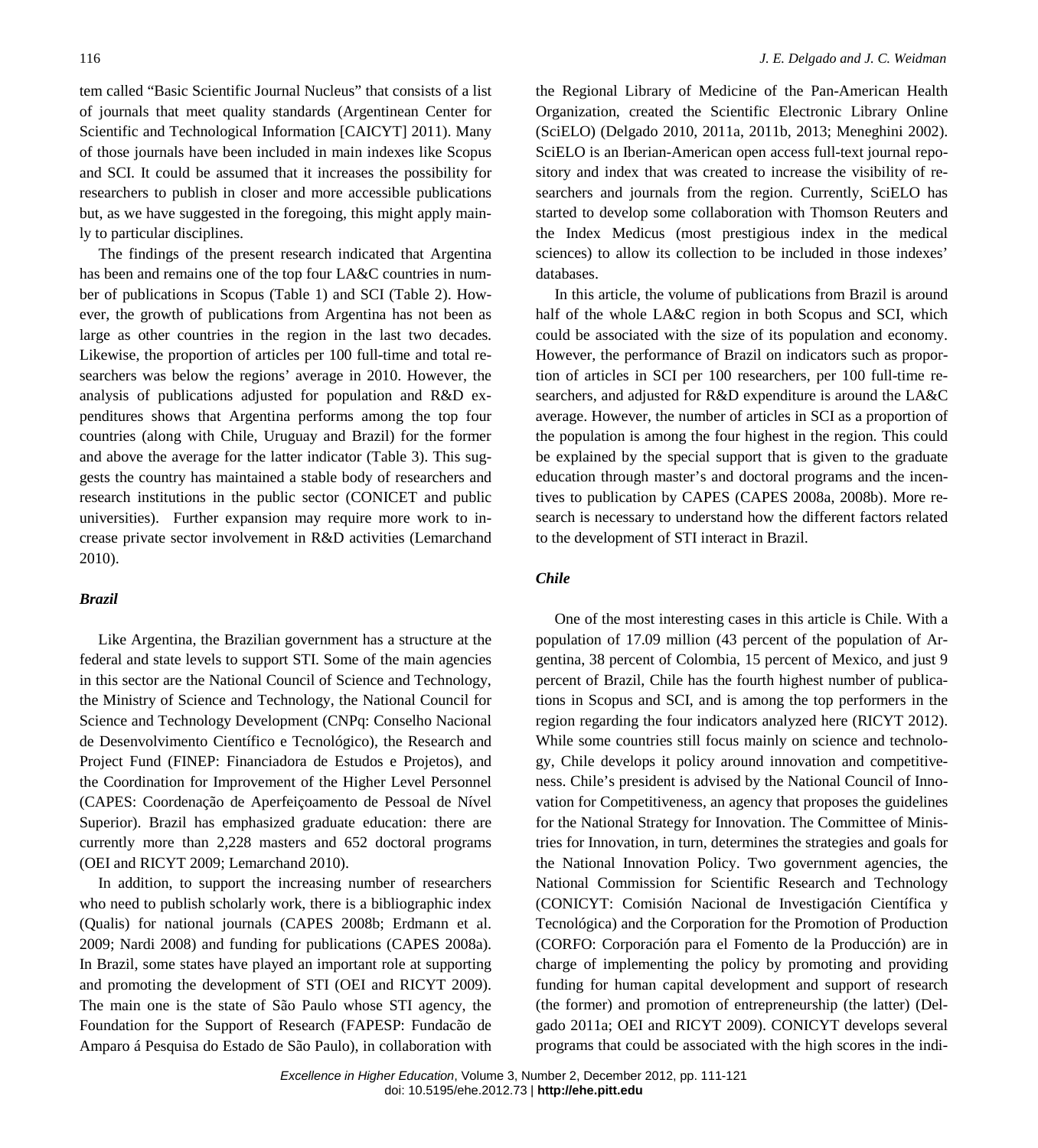tem called "Basic Scientific Journal Nucleus" that consists of a list of journals that meet quality standards (Argentinean Center for Scientific and Technological Information [CAICYT] 2011). Many of those journals have been included in main indexes like Scopus and SCI. It could be assumed that it increases the possibility for researchers to publish in closer and more accessible publications but, as we have suggested in the foregoing, this might apply mainly to particular disciplines.

The findings of the present research indicated that Argentina has been and remains one of the top four LA&C countries in number of publications in Scopus (Table 1) and SCI (Table 2). However, the growth of publications from Argentina has not been as large as other countries in the region in the last two decades. Likewise, the proportion of articles per 100 full-time and total researchers was below the regions' average in 2010. However, the analysis of publications adjusted for population and R&D expenditures shows that Argentina performs among the top four countries (along with Chile, Uruguay and Brazil) for the former and above the average for the latter indicator (Table 3). This suggests the country has maintained a stable body of researchers and research institutions in the public sector (CONICET and public universities). Further expansion may require more work to increase private sector involvement in R&D activities (Lemarchand 2010).

### *Brazil*

Like Argentina, the Brazilian government has a structure at the federal and state levels to support STI. Some of the main agencies in this sector are the National Council of Science and Technology, the Ministry of Science and Technology, the National Council for Science and Technology Development (CNPq: Conselho Nacional de Desenvolvimento Científico e Tecnológico), the Research and Project Fund (FINEP: Financiadora de Estudos e Projetos), and the Coordination for Improvement of the Higher Level Personnel (CAPES: Coordenação de Aperfeiçoamento de Pessoal de Nível Superior). Brazil has emphasized graduate education: there are currently more than 2,228 masters and 652 doctoral programs (OEI and RICYT 2009; Lemarchand 2010).

In addition, to support the increasing number of researchers who need to publish scholarly work, there is a bibliographic index (Qualis) for national journals (CAPES 2008b; Erdmann et al. 2009; Nardi 2008) and funding for publications (CAPES 2008a). In Brazil, some states have played an important role at supporting and promoting the development of STI (OEI and RICYT 2009). The main one is the state of São Paulo whose STI agency, the Foundation for the Support of Research (FAPESP: Fundacão de Amparo á Pesquisa do Estado de São Paulo), in collaboration with the Regional Library of Medicine of the Pan-American Health Organization, created the Scientific Electronic Library Online (SciELO) (Delgado 2010, 2011a, 2011b, 2013; Meneghini 2002). SciELO is an Iberian-American open access full-text journal repository and index that was created to increase the visibility of researchers and journals from the region. Currently, SciELO has started to develop some collaboration with Thomson Reuters and the Index Medicus (most prestigious index in the medical sciences) to allow its collection to be included in those indexes' databases.

In this article, the volume of publications from Brazil is around half of the whole LA&C region in both Scopus and SCI, which could be associated with the size of its population and economy. However, the performance of Brazil on indicators such as proportion of articles in SCI per 100 researchers, per 100 full-time researchers, and adjusted for R&D expenditure is around the LA&C average. However, the number of articles in SCI as a proportion of the population is among the four highest in the region. This could be explained by the special support that is given to the graduate education through master's and doctoral programs and the incentives to publication by CAPES (CAPES 2008a, 2008b). More research is necessary to understand how the different factors related to the development of STI interact in Brazil.

### *Chile*

One of the most interesting cases in this article is Chile. With a population of 17.09 million (43 percent of the population of Argentina, 38 percent of Colombia, 15 percent of Mexico, and just 9 percent of Brazil, Chile has the fourth highest number of publications in Scopus and SCI, and is among the top performers in the region regarding the four indicators analyzed here (RICYT 2012). While some countries still focus mainly on science and technology, Chile develops it policy around innovation and competitiveness. Chile's president is advised by the National Council of Innovation for Competitiveness, an agency that proposes the guidelines for the National Strategy for Innovation. The Committee of Ministries for Innovation, in turn, determines the strategies and goals for the National Innovation Policy. Two government agencies, the National Commission for Scientific Research and Technology (CONICYT: Comisión Nacional de Investigación Científica y Tecnológica) and the Corporation for the Promotion of Production (CORFO: Corporación para el Fomento de la Producción) are in charge of implementing the policy by promoting and providing funding for human capital development and support of research (the former) and promotion of entrepreneurship (the latter) (Delgado 2011a; OEI and RICYT 2009). CONICYT develops several programs that could be associated with the high scores in the indi-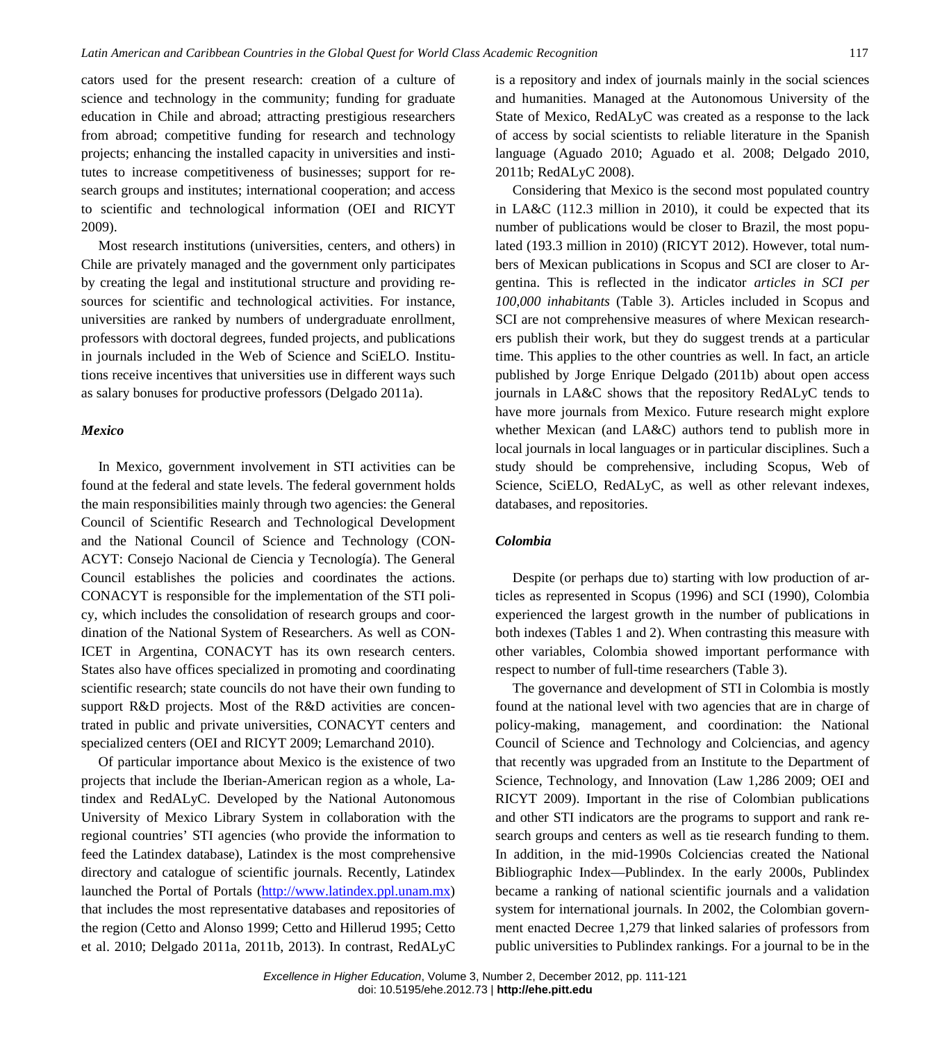cators used for the present research: creation of a culture of science and technology in the community; funding for graduate education in Chile and abroad; attracting prestigious researchers from abroad; competitive funding for research and technology projects; enhancing the installed capacity in universities and institutes to increase competitiveness of businesses; support for research groups and institutes; international cooperation; and access to scientific and technological information (OEI and RICYT 2009).

Most research institutions (universities, centers, and others) in Chile are privately managed and the government only participates by creating the legal and institutional structure and providing resources for scientific and technological activities. For instance, universities are ranked by numbers of undergraduate enrollment, professors with doctoral degrees, funded projects, and publications in journals included in the Web of Science and SciELO. Institutions receive incentives that universities use in different ways such as salary bonuses for productive professors (Delgado 2011a).

### *Mexico*

In Mexico, government involvement in STI activities can be found at the federal and state levels. The federal government holds the main responsibilities mainly through two agencies: the General Council of Scientific Research and Technological Development and the National Council of Science and Technology (CONACYT: Consejo Nacional de Ciencia y Tecnología). The General Council establishes the policies and coordinates the actions. CONACYT is responsible for the implementation of the STI policy, which includes the consolidation of research groups and coordination of the National System of Researchers. As well as CONICET in Argentina, CONACYT has its own research centers. States also have offices specialized in promoting and coordinating scientific research; state councils do not have their own funding to support R&D projects. Most of the R&D activities are concentrated in public and private universities, CONACYT centers and specialized centers (OEI and RICYT 2009; Lemarchand 2010).

Of particular importance about Mexico is the existence of two projects that include the Iberian-American region as a whole, Latindex and RedALyC. Developed by the National Autonomous University of Mexico Library System in collaboration with the regional countries' STI agencies (who provide the information to feed the Latindex database), Latindex is the most comprehensive directory and catalogue of scientific journals. Recently, Latindex launched the Portal of Portals (http://www.latindex.ppl.unam.mx) that includes the most representative databases and repositories of the region (Cetto and Alonso 1999; Cetto and Hillerud 1995; Cetto et al. 2010; Delgado 2011a, 2011b, 2013). In contrast, RedALyC is a repository and index of journals mainly in the social sciences and humanities. Managed at the Autonomous University of the State of Mexico, RedALyC was created as a response to the lack of access by social scientists to reliable literature in the Spanish language (Aguado 2010; Aguado et al. 2008; Delgado 2010, 2011b; RedALyC 2008).

Considering that Mexico is the second most populated country in LA&C (112.3 million in 2010), it could be expected that its number of publications would be closer to Brazil, the most populated (193.3 million in 2010) (RICYT 2012). However, total numbers of Mexican publications in Scopus and SCI are closer to Argentina. This is reflected in the indicator *articles in SCI per 100,000 inhabitants* (Table 3). Articles included in Scopus and SCI are not comprehensive measures of where Mexican researchers publish their work, but they do suggest trends at a particular time. This applies to the other countries as well. In fact, an article published by Jorge Enrique Delgado (2011b) about open access journals in LA&C shows that the repository RedALyC tends to have more journals from Mexico. Future research might explore whether Mexican (and LA&C) authors tend to publish more in local journals in local languages or in particular disciplines. Such a study should be comprehensive, including Scopus, Web of Science, SciELO, RedALyC, as well as other relevant indexes, databases, and repositories.

### *Colombia*

Despite (or perhaps due to) starting with low production of articles as represented in Scopus (1996) and SCI (1990), Colombia experienced the largest growth in the number of publications in both indexes (Tables 1 and 2). When contrasting this measure with other variables, Colombia showed important performance with respect to number of full-time researchers (Table 3).

The governance and development of STI in Colombia is mostly found at the national level with two agencies that are in charge of policy-making, management, and coordination: the National Council of Science and Technology and Colciencias, and agency that recently was upgraded from an Institute to the Department of Science, Technology, and Innovation (Law 1,286 2009; OEI and RICYT 2009). Important in the rise of Colombian publications and other STI indicators are the programs to support and rank research groups and centers as well as tie research funding to them. In addition, in the mid-1990s Colciencias created the National Bibliographic Index—Publindex. In the early 2000s, Publindex became a ranking of national scientific journals and a validation system for international journals. In 2002, the Colombian government enacted Decree 1,279 that linked salaries of professors from public universities to Publindex rankings. For a journal to be in the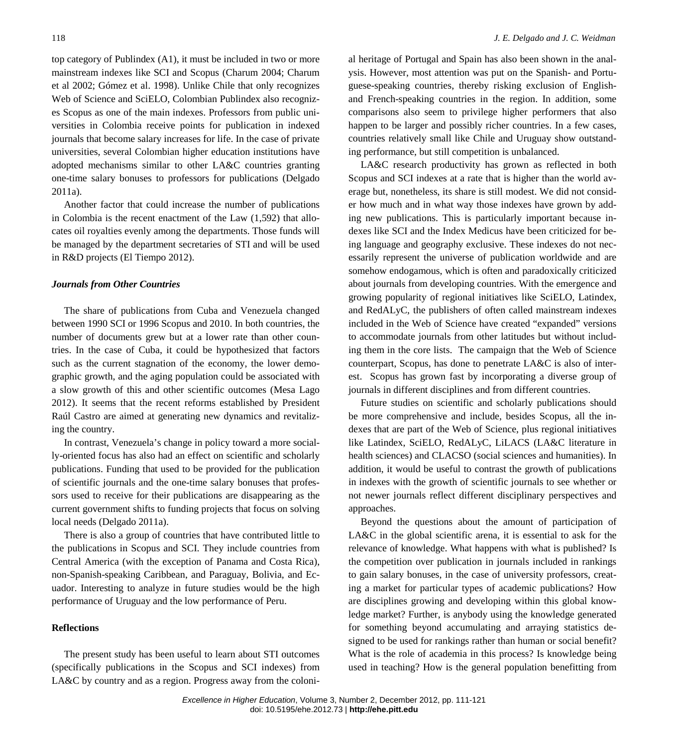top category of Publindex (A1), it must be included in two or more mainstream indexes like SCI and Scopus (Charum 2004; Charum et al 2002; Gómez et al. 1998). Unlike Chile that only recognizes Web of Science and SciELO, Colombian Publindex also recognizes Scopus as one of the main indexes. Professors from public universities in Colombia receive points for publication in indexed journals that become salary increases for life. In the case of private universities, several Colombian higher education institutions have adopted mechanisms similar to other LA&C countries granting one-time salary bonuses to professors for publications (Delgado 2011a).

Another factor that could increase the number of publications in Colombia is the recent enactment of the Law (1,592) that allocates oil royalties evenly among the departments. Those funds will be managed by the department secretaries of STI and will be used in R&D projects (El Tiempo 2012).

### *Journals from Other Countries*

The share of publications from Cuba and Venezuela changed between 1990 SCI or 1996 Scopus and 2010. In both countries, the number of documents grew but at a lower rate than other countries. In the case of Cuba, it could be hypothesized that factors such as the current stagnation of the economy, the lower demographic growth, and the aging population could be associated with a slow growth of this and other scientific outcomes (Mesa Lago 2012). It seems that the recent reforms established by President Raúl Castro are aimed at generating new dynamics and revitalizing the country.

In contrast, Venezuela's change in policy toward a more socially-oriented focus has also had an effect on scientific and scholarly publications. Funding that used to be provided for the publication of scientific journals and the one-time salary bonuses that professors used to receive for their publications are disappearing as the current government shifts to funding projects that focus on solving local needs (Delgado 2011a).

There is also a group of countries that have contributed little to the publications in Scopus and SCI. They include countries from Central America (with the exception of Panama and Costa Rica), non-Spanish-speaking Caribbean, and Paraguay, Bolivia, and Ecuador. Interesting to analyze in future studies would be the high performance of Uruguay and the low performance of Peru.

## Reflections

The present study has been useful to learn about STI outcomes (specifically publications in the Scopus and SCI indexes) from LA&C by country and as a region. Progress away from the colonial heritage of Portugal and Spain has also been shown in the analysis. However, most attention was put on the Spanish- and Portuguese-speaking countries, thereby risking exclusion of English- and French-speaking countries in the region. In addition, some comparisons also seem to privilege higher performers that also happen to be larger and possibly richer countries. In a few cases, countries relatively small like Chile and Uruguay show outstanding performance, but still competition is unbalanced.

LA&C research productivity has grown as reflected in both Scopus and SCI indexes at a rate that is higher than the world average but, nonetheless, its share is still modest. We did not consider how much and in what way those indexes have grown by adding new publications. This is particularly important because indexes like SCI and the Index Medicus have been criticized for being language and geography exclusive. These indexes do not necessarily represent the universe of publication worldwide and are somehow endogamous, which is often and paradoxically criticized about journals from developing countries. With the emergence and growing popularity of regional initiatives like SciELO, Latindex, and RedALyC, the publishers of often called mainstream indexes included in the Web of Science have created "expanded" versions to accommodate journals from other latitudes but without including them in the core lists. The campaign that the Web of Science counterpart, Scopus, has done to penetrate LA&C is also of interest. Scopus has grown fast by incorporating a diverse group of journals in different disciplines and from different countries.

Future studies on scientific and scholarly publications should be more comprehensive and include, besides Scopus, all the indexes that are part of the Web of Science, plus regional initiatives like Latindex, SciELO, RedALyC, LiLACS (LA&C literature in health sciences) and CLACSO (social sciences and humanities). In addition, it would be useful to contrast the growth of publications in indexes with the growth of scientific journals to see whether or not newer journals reflect different disciplinary perspectives and approaches.

Beyond the questions about the amount of participation of LA&C in the global scientific arena, it is essential to ask for the relevance of knowledge. What happens with what is published? Is the competition over publication in journals included in rankings to gain salary bonuses, in the case of university professors, creating a market for particular types of academic publications? How are disciplines growing and developing within this global knowledge market? Further, is anybody using the knowledge generated for something beyond accumulating and arraying statistics designed to be used for rankings rather than human or social benefit? What is the role of academia in this process? Is knowledge being used in teaching? How is the general population benefitting from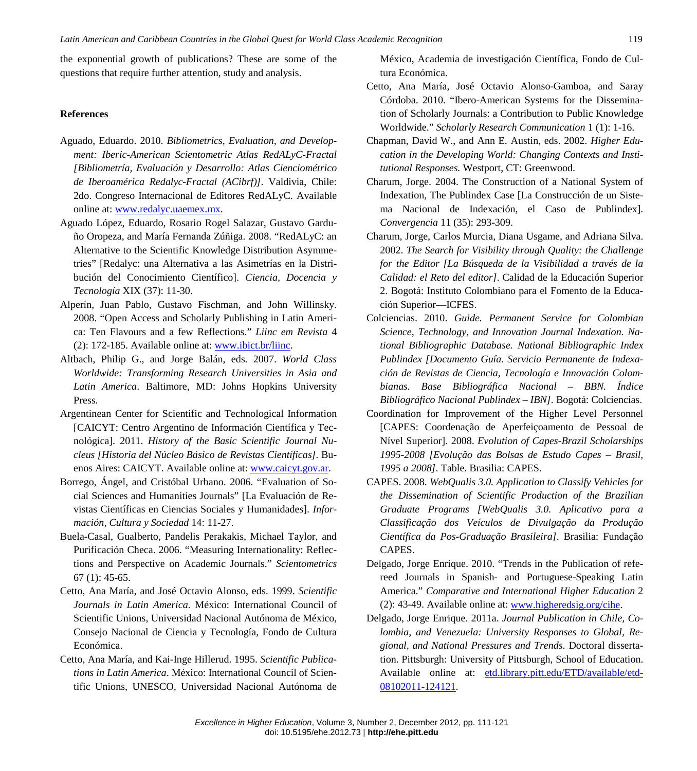the exponential growth of publications? These are some of the questions that require further attention, study and analysis.

## References

Aguado, Eduardo. 2010. *Bibliometrics, Evaluation, and Development: Iberic-American Scientometric Atlas RedALyC-Fractal [Bibliometría, Evaluación y Desarrollo: Atlas Cienciométrico de Iberoamérica Redalyc-Fractal (ACibrf)]*. Valdivia, Chile: 2do. Congreso Internacional de Editores RedALyC. Available online at: www.redalyc.uaemex.mx.

Aguado López, Eduardo, Rosario Rogel Salazar, Gustavo Garduño Oropeza, and María Fernanda Zúñiga. 2008. "RedALyC: an Alternative to the Scientific Knowledge Distribution Asymmetries" [Redalyc: una Alternativa a las Asimetrías en la Distribución del Conocimiento Científico]. *Ciencia, Docencia y Tecnología* XIX (37): 11-30.

Alperín, Juan Pablo, Gustavo Fischman, and John Willinsky. 2008. "Open Access and Scholarly Publishing in Latin America: Ten Flavours and a few Reflections." *Liinc em Revista* 4 (2): 172-185. Available online at: www.ibict.br/liinc.

Altbach, Philip G., and Jorge Balán, eds. 2007. *World Class Worldwide: Transforming Research Universities in Asia and Latin America*. Baltimore, MD: Johns Hopkins University Press.

Argentinean Center for Scientific and Technological Information [CAICYT: Centro Argentino de Información Científica y Tecnológica]. 2011. *History of the Basic Scientific Journal Nucleus [Historia del Núcleo Básico de Revistas Científicas]*. Buenos Aires: CAICYT. Available online at: www.caicyt.gov.ar.

Borrego, Ángel, and Cristóbal Urbano. 2006. "Evaluation of Social Sciences and Humanities Journals" [La Evaluación de Revistas Científicas en Ciencias Sociales y Humanidades]. *Información, Cultura y Sociedad* 14: 11-27.

Buela-Casal, Gualberto, Pandelis Perakakis, Michael Taylor, and Purificación Checa. 2006. "Measuring Internationality: Reflections and Perspective on Academic Journals." *Scientometrics* 67 (1): 45-65.

Cetto, Ana María, and José Octavio Alonso, eds. 1999. *Scientific Journals in Latin America.* México: International Council of Scientific Unions, Universidad Nacional Autónoma de México, Consejo Nacional de Ciencia y Tecnología, Fondo de Cultura Económica.

Cetto, Ana María, and Kai-Inge Hillerud. 1995. *Scientific Publications in Latin America*. México: International Council of Scientific Unions, UNESCO, Universidad Nacional Autónoma de México, Academia de investigación Científica, Fondo de Cultura Económica.

Cetto, Ana María, José Octavio Alonso-Gamboa, and Saray Córdoba. 2010. "Ibero-American Systems for the Dissemination of Scholarly Journals: a Contribution to Public Knowledge Worldwide." *Scholarly Research Communication* 1 (1): 1-16.

Chapman, David W., and Ann E. Austin, eds. 2002. *Higher Education in the Developing World: Changing Contexts and Institutional Responses.* Westport, CT: Greenwood.

Charum, Jorge. 2004. The Construction of a National System of Indexation, The Publindex Case [La Construcción de un Sistema Nacional de Indexación, el Caso de Publindex]. *Convergencia* 11 (35): 293-309.

Charum, Jorge, Carlos Murcia, Diana Usgame, and Adriana Silva. 2002. *The Search for Visibility through Quality: the Challenge for the Editor [La Búsqueda de la Visibilidad a través de la Calidad: el Reto del editor]*. Calidad de la Educación Superior 2. Bogotá: Instituto Colombiano para el Fomento de la Educación Superior—ICFES.

Colciencias. 2010. *Guide. Permanent Service for Colombian Science, Technology, and Innovation Journal Indexation. National Bibliographic Database. National Bibliographic Index Publindex [Documento Guía. Servicio Permanente de Indexación de Revistas de Ciencia, Tecnología e Innovación Colombianas. Base Bibliográfica Nacional – BBN. Índice Bibliográfico Nacional Publindex – IBN]*. Bogotá: Colciencias.

Coordination for Improvement of the Higher Level Personnel [CAPES: Coordenação de Aperfeiçoamento de Pessoal de Nível Superior]. 2008. *Evolution of Capes-Brazil Scholarships 1995-2008 [Evolução das Bolsas de Estudo Capes – Brasil, 1995 a 2008]*. Table. Brasilia: CAPES.

CAPES. 2008. *WebQualis 3.0. Application to Classify Vehicles for the Dissemination of Scientific Production of the Brazilian Graduate Programs [WebQualis 3.0. Aplicativo para a Classificação dos Veículos de Divulgação da Produção Científica da Pos-Graduação Brasileira]*. Brasilia: Fundação CAPES.

Delgado, Jorge Enrique. 2010. "Trends in the Publication of refereed Journals in Spanish- and Portuguese-Speaking Latin America." *Comparative and International Higher Education* 2 (2): 43-49. Available online at: www.higheredsig.org/cihe.

Delgado, Jorge Enrique. 2011a. *Journal Publication in Chile, Colombia, and Venezuela: University Responses to Global, Regional, and National Pressures and Trends*. Doctoral dissertation. Pittsburgh: University of Pittsburgh, School of Education. Available online at: etd.library.pitt.edu/ETD/available/etd-08102011-124121.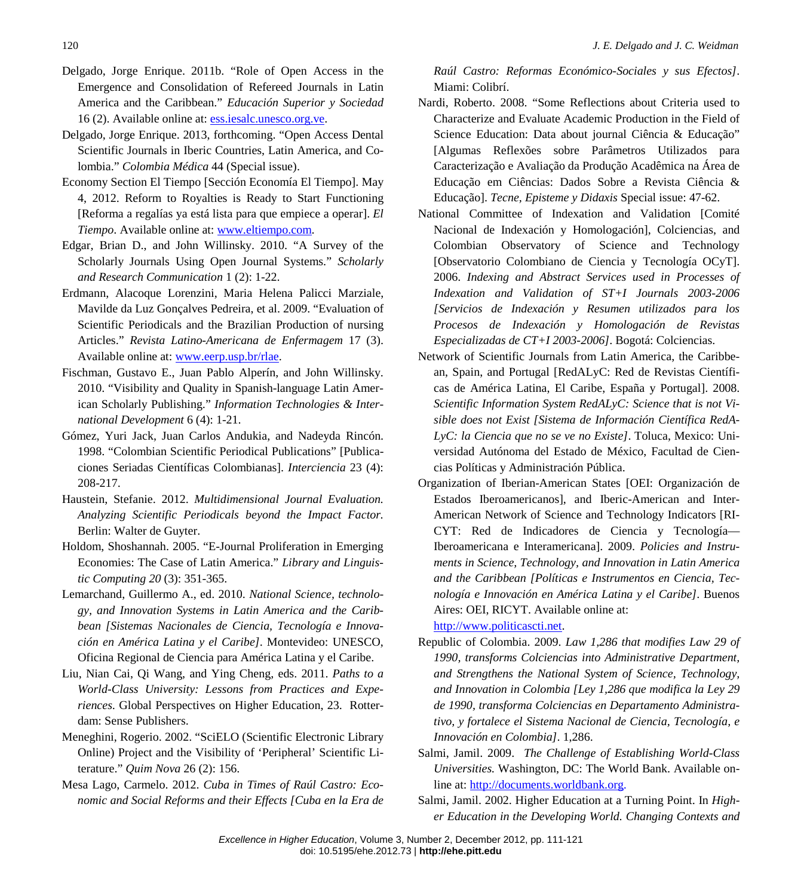Delgado, Jorge Enrique. 2011b. "Role of Open Access in the Emergence and Consolidation of Refereed Journals in Latin America and the Caribbean." *Educación Superior y Sociedad* 16 (2). Available online at: [ess.iesalc.unesco.org.ve](ess.iesalc.unesco.org.ve).

Delgado, Jorge Enrique. 2013, forthcoming. "Open Access Dental Scientific Journals in Iberic Countries, Latin America, and Colombia." *Colombia Médica* 44 (Special issue).

Economy Section El Tiempo [Sección Economía El Tiempo]. May 4, 2012. Reform to Royalties is Ready to Start Functioning [Reforma a regalías ya está lista para que empiece a operar]. *El Tiempo*. Available online at: [www.eltiempo.com](www.eltiempo.com).

Edgar, Brian D., and John Willinsky. 2010. "A Survey of the Scholarly Journals Using Open Journal Systems." *Scholarly and Research Communication* 1 (2): 1-22.

Erdmann, Alacoque Lorenzini, Maria Helena Palicci Marziale, Mavilde da Luz Gonçalves Pedreira, et al. 2009. "Evaluation of Scientific Periodicals and the Brazilian Production of nursing Articles." *Revista Latino-Americana de Enfermagem* 17 (3). Available online at: [www.eerp.usp.br/rlae](www.eerp.usp.br/rlae).

Fischman, Gustavo E., Juan Pablo Alperín, and John Willinsky. 2010. "Visibility and Quality in Spanish-language Latin American Scholarly Publishing." *Information Technologies & International Development* 6 (4): 1-21.

Gómez, Yuri Jack, Juan Carlos Andukia, and Nadeyda Rincón. 1998. "Colombian Scientific Periodical Publications" [Publicaciones Seriadas Científicas Colombianas]. *Interciencia* 23 (4): 208-217.

Haustein, Stefanie. 2012. *Multidimensional Journal Evaluation. Analyzing Scientific Periodicals beyond the Impact Factor.* Berlin: Walter de Guyter.

Holdom, Shoshannah. 2005. "E-Journal Proliferation in Emerging Economies: The Case of Latin America." *Library and Linguistic Computing 20* (3): 351-365.

Lemarchand, Guillermo A., ed. 2010. *National Science, technology, and Innovation Systems in Latin America and the Caribbean [Sistemas Nacionales de Ciencia, Tecnología e Innovación en América Latina y el Caribe]*. Montevideo: UNESCO, Oficina Regional de Ciencia para América Latina y el Caribe.

Liu, Nian Cai, Qi Wang, and Ying Cheng, eds. 2011. *Paths to a World-Class University: Lessons from Practices and Experiences.* Global Perspectives on Higher Education, 23. Rotterdam: Sense Publishers.

Meneghini, Rogerio. 2002. "SciELO (Scientific Electronic Library Online) Project and the Visibility of 'Peripheral' Scientific Literature." *Quim Nova* 26 (2): 156.

Mesa Lago, Carmelo. 2012. *Cuba in Times of Raúl Castro: Economic and Social Reforms and their Effects [Cuba en la Era de Raúl Castro: Reformas Económico-Sociales y sus Efectos]*. Miami: Colibrí.

Nardi, Roberto. 2008. "Some Reflections about Criteria used to Characterize and Evaluate Academic Production in the Field of Science Education: Data about journal Ciência & Educação" [Algumas Reflexões sobre Parâmetros Utilizados para Caracterização e Avaliação da Produção Acadêmica na Área de Educação em Ciências: Dados Sobre a Revista Ciência & Educação]. *Tecne, Episteme y Didaxis* Special issue: 47-62.

National Committee of Indexation and Validation [Comité Nacional de Indexación y Homologación], Colciencias, and Colombian Observatory of Science and Technology [Observatorio Colombiano de Ciencia y Tecnología OCyT]. 2006. *Indexing and Abstract Services used in Processes of Indexation and Validation of ST+I Journals 2003-2006 [Servicios de Indexación y Resumen utilizados para los Procesos de Indexación y Homologación de Revistas Especializadas de CT+I 2003-2006]*. Bogotá: Colciencias.

Network of Scientific Journals from Latin America, the Caribbean, Spain, and Portugal [RedALyC: Red de Revistas Científicas de América Latina, El Caribe, España y Portugal]. 2008. *Scientific Information System RedALyC: Science that is not Visible does not Exist [Sistema de Información Científica RedALyC: la Ciencia que no se ve no Existe]*. Toluca, Mexico: Universidad Autónoma del Estado de México, Facultad de Ciencias Políticas y Administración Pública.

Organization of Iberian-American States [OEI: Organización de Estados Iberoamericanos], and Iberic-American and Inter-American Network of Science and Technology Indicators [RICYT: Red de Indicadores de Ciencia y Tecnología—Iberoamericana e Interamericana]. 2009. *Policies and Instruments in Science, Technology, and Innovation in Latin America and the Caribbean [Políticas e Instrumentos en Ciencia, Tecnología e Innovación en América Latina y el Caribe]*. Buenos Aires: OEI, RICYT. Available online at: [http://www.politicascti.net](http://www.politicascti.net).

Republic of Colombia. 2009. *Law 1,286 that modifies Law 29 of 1990, transforms Colciencias into Administrative Department, and Strengthens the National System of Science, Technology, and Innovation in Colombia [Ley 1,286 que modifica la Ley 29 de 1990, transforma Colciencias en Departamento Administrativo, y fortalece el Sistema Nacional de Ciencia, Tecnología, e Innovación en Colombia]*. 1,286.

Salmi, Jamil. 2009. *The Challenge of Establishing World-Class Universities.* Washington, DC: The World Bank. Available online at: [http://documents.worldbank.org](http://documents.worldbank.org).

Salmi, Jamil. 2002. Higher Education at a Turning Point. In *Higher Education in the Developing World. Changing Contexts and*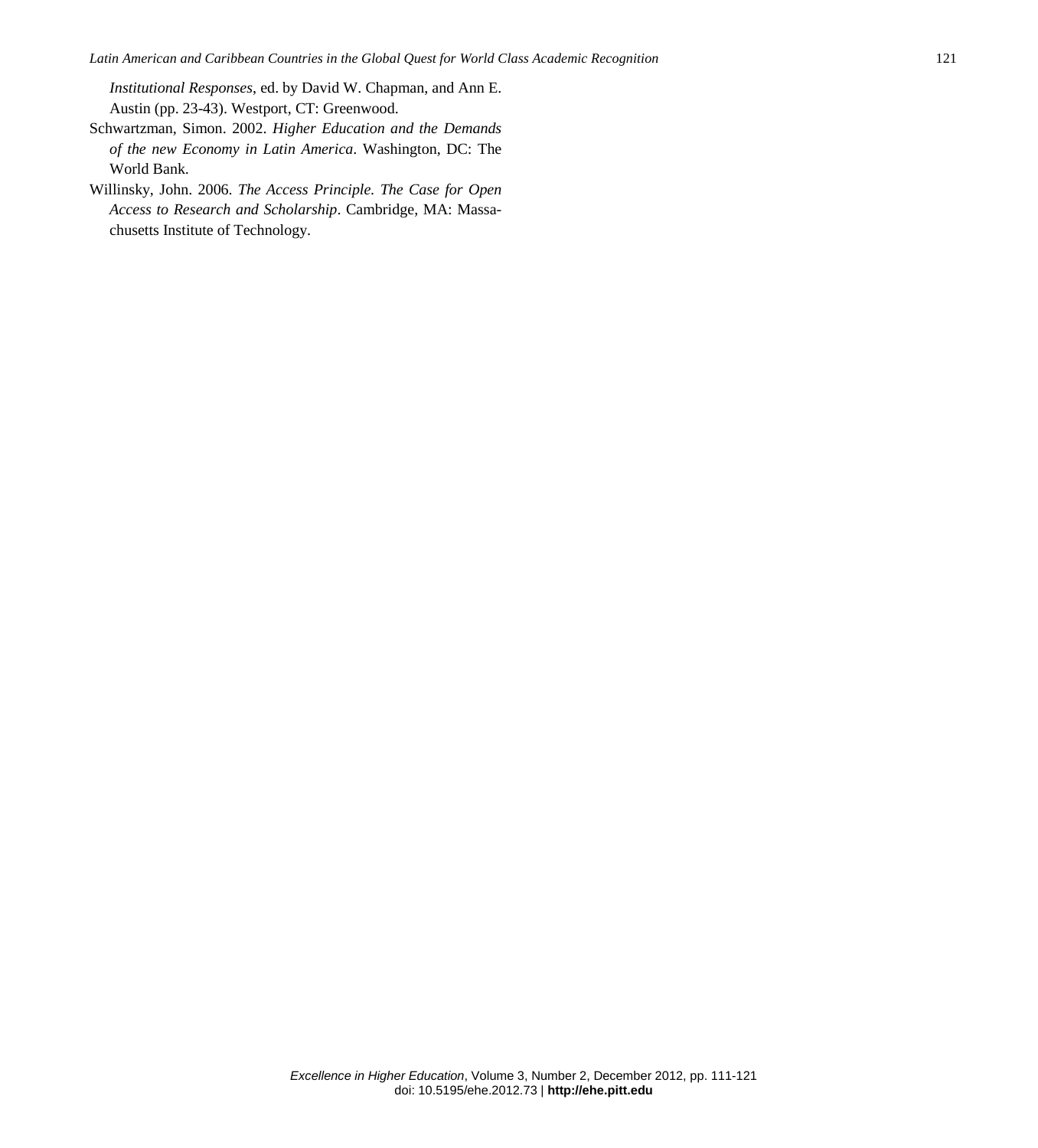*Institutional Responses*, ed. by David W. Chapman, and Ann E. Austin (pp. 23-43). Westport, CT: Greenwood.

Schwartzman, Simon. 2002. *Higher Education and the Demands of the new Economy in Latin America*. Washington, DC: The World Bank.

Willinsky, John. 2006. *The Access Principle. The Case for Open Access to Research and Scholarship*. Cambridge, MA: Massachusetts Institute of Technology.